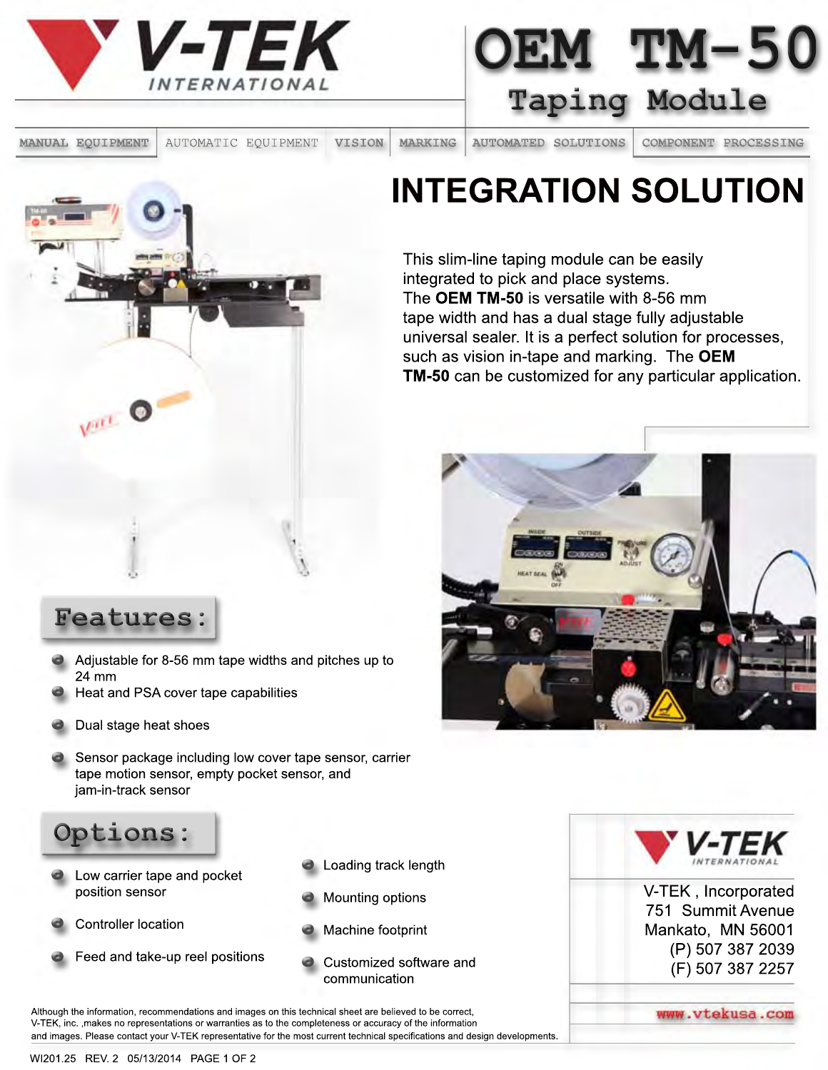# V-TEK INTERNATIONAL

# OEM TM-50

## Taping Module

MANUAL EQUIPMENT | AUTOMATIC EQUIPMENT | VISION | MARKING | AUTOMATED SOLUTIONS | COMPONENT PROCESSING

## INTEGRATION SOLUTION

This slim-line taping module can be easily integrated to pick and place systems. The **OEM TM-50** is versatile with 8-56 mm tape width and has a dual stage fully adjustable universal sealer. It is a perfect solution for processes, such as vision in-tape and marking. The **OEM TM-50** can be customized for any particular application.

## Features:

- Adjustable for 8-56 mm tape widths and pitches up to 24 mm
- Heat and PSA cover tape capabilities
- Dual stage heat shoes
- Sensor package including low cover tape sensor, carrier tape motion sensor, empty pocket sensor, and jam-in-track sensor

## Options:

- Low carrier tape and pocket position sensor
- Controller location
- Feed and take-up reel positions
- Loading track length
- Mounting options
- Machine footprint
- Customized software and communication

V-TEK INTERNATIONAL

V-TEK , Incorporated
751 Summit Avenue
Mankato, MN 56001
(P) 507 387 2039
(F) 507 387 2257

www.vtekusa.com

Although the information, recommendations and images on this technical sheet are believed to be correct, V-TEK, inc. ,makes no representations or warranties as to the completeness or accuracy of the information and images. Please contact your V-TEK representative for the most current technical specifications and design developments.

WI201.25 REV. 2 05/13/2014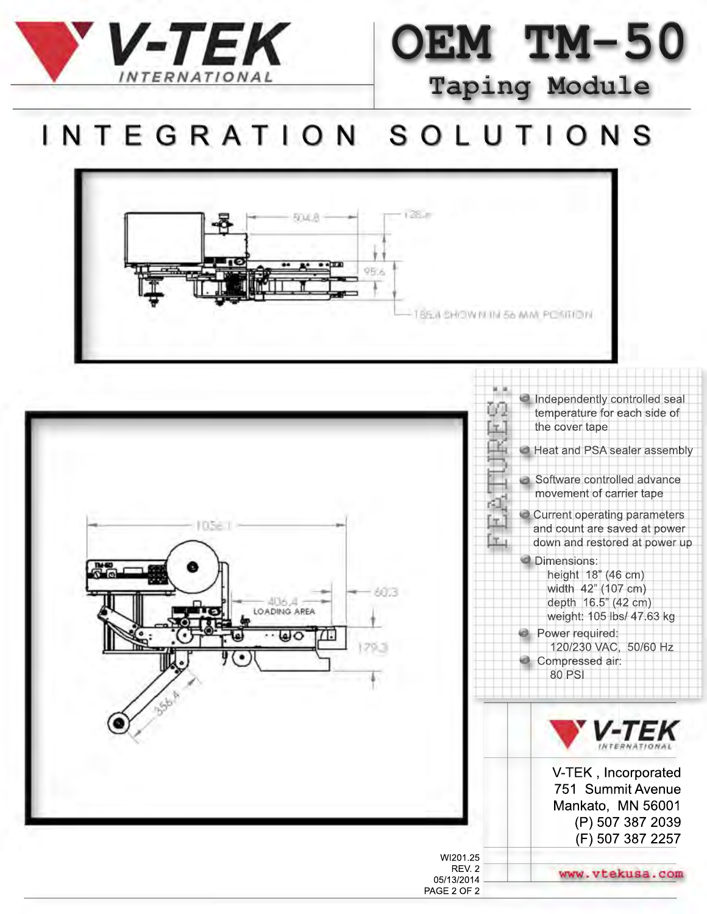# V-TEK INTERNATIONAL

# OEM TM-50

## Taping Module

## INTEGRATION SOLUTIONS

504.8

128.4

95.6

185.4 SHOWN IN 56 MM POSITION

1036.1

406.4

LOADING AREA

60.3

179.3

356.4

TM-50

## FEATURES:

- Independently controlled seal temperature for each side of the cover tape
- Heat and PSA sealer assembly
- Software controlled advance movement of carrier tape
- Current operating parameters and count are saved at power down and restored at power up
- Dimensions:
  - height 18" (46 cm)
  - width 42" (107 cm)
  - depth 16.5" (42 cm)
  - weight: 105 lbs/ 47.63 kg
- Power required:
  - 120/230 VAC, 50/60 Hz
- Compressed air:
  - 80 PSI

V-TEK INTERNATIONAL

V-TEK , Incorporated
751 Summit Avenue
Mankato, MN 56001
(P) 507 387 2039
(F) 507 387 2257

www.vtekusa.com

WI201.25
REV. 2
05/13/2014